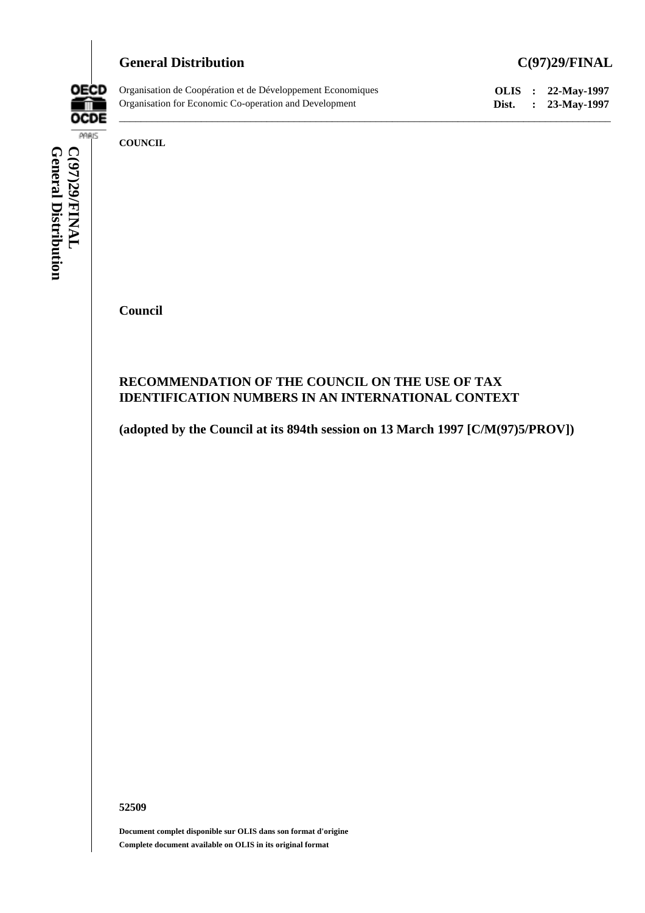**General Distribution** **C(97)29/FINAL**

Organisation de Coopération et de Développement Economiques
Organisation for Economic Co-operation and Development

**OLIS : 22-May-1997**
**Dist. : 23-May-1997**

**COUNCIL**

**Council**

## RECOMMENDATION OF THE COUNCIL ON THE USE OF TAX IDENTIFICATION NUMBERS IN AN INTERNATIONAL CONTEXT

**(adopted by the Council at its 894th session on 13 March 1997 [C/M(97)5/PROV])**

**52509**

**Document complet disponible sur OLIS dans son format d'origine**
**Complete document available on OLIS in its original format**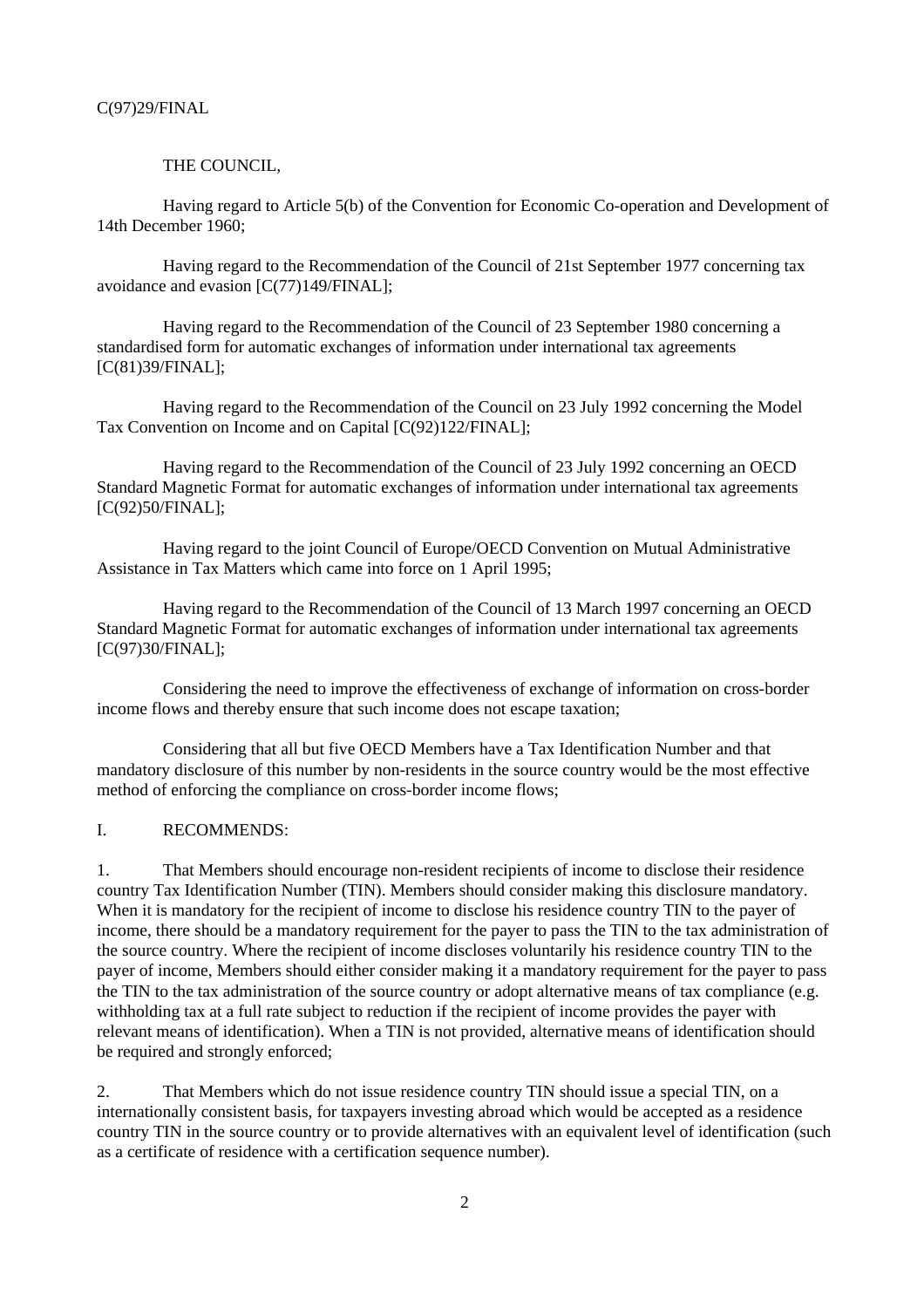C(97)29/FINAL

THE COUNCIL,

Having regard to Article 5(b) of the Convention for Economic Co-operation and Development of 14th December 1960;

Having regard to the Recommendation of the Council of 21st September 1977 concerning tax avoidance and evasion [C(77)149/FINAL];

Having regard to the Recommendation of the Council of 23 September 1980 concerning a standardised form for automatic exchanges of information under international tax agreements [C(81)39/FINAL];

Having regard to the Recommendation of the Council on 23 July 1992 concerning the Model Tax Convention on Income and on Capital [C(92)122/FINAL];

Having regard to the Recommendation of the Council of 23 July 1992 concerning an OECD Standard Magnetic Format for automatic exchanges of information under international tax agreements [C(92)50/FINAL];

Having regard to the joint Council of Europe/OECD Convention on Mutual Administrative Assistance in Tax Matters which came into force on 1 April 1995;

Having regard to the Recommendation of the Council of 13 March 1997 concerning an OECD Standard Magnetic Format for automatic exchanges of information under international tax agreements [C(97)30/FINAL];

Considering the need to improve the effectiveness of exchange of information on cross-border income flows and thereby ensure that such income does not escape taxation;

Considering that all but five OECD Members have a Tax Identification Number and that mandatory disclosure of this number by non-residents in the source country would be the most effective method of enforcing the compliance on cross-border income flows;

I. RECOMMENDS:

1. That Members should encourage non-resident recipients of income to disclose their residence country Tax Identification Number (TIN). Members should consider making this disclosure mandatory. When it is mandatory for the recipient of income to disclose his residence country TIN to the payer of income, there should be a mandatory requirement for the payer to pass the TIN to the tax administration of the source country. Where the recipient of income discloses voluntarily his residence country TIN to the payer of income, Members should either consider making it a mandatory requirement for the payer to pass the TIN to the tax administration of the source country or adopt alternative means of tax compliance (e.g. withholding tax at a full rate subject to reduction if the recipient of income provides the payer with relevant means of identification). When a TIN is not provided, alternative means of identification should be required and strongly enforced;

2. That Members which do not issue residence country TIN should issue a special TIN, on a internationally consistent basis, for taxpayers investing abroad which would be accepted as a residence country TIN in the source country or to provide alternatives with an equivalent level of identification (such as a certificate of residence with a certification sequence number).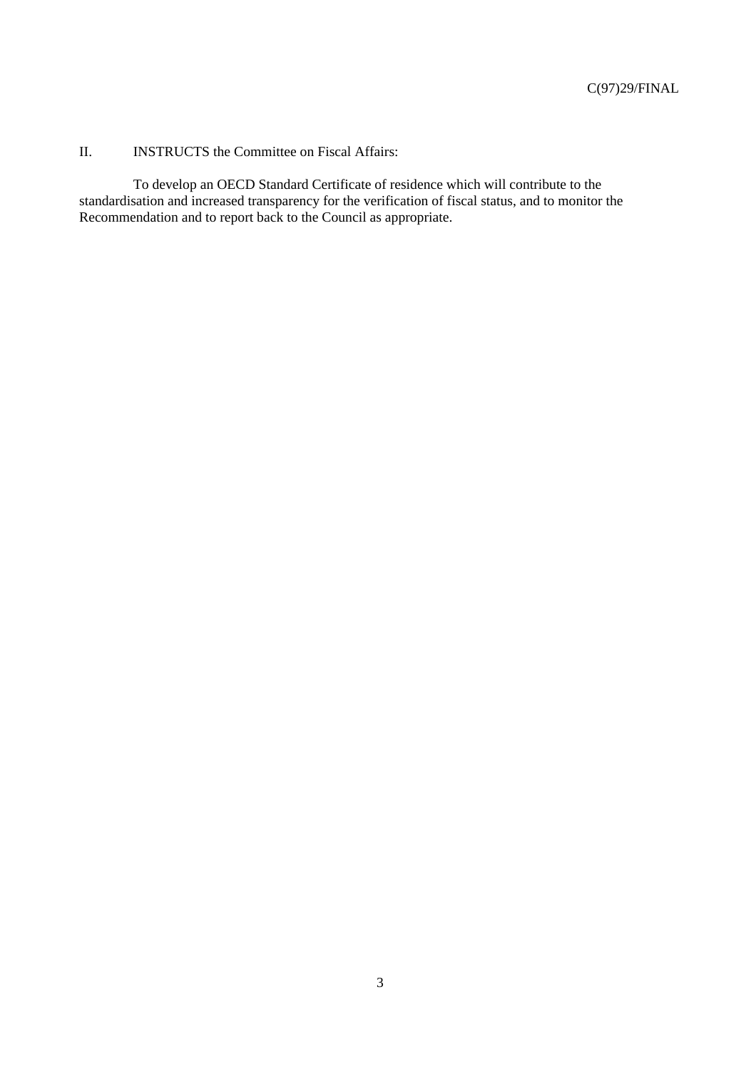II. INSTRUCTS the Committee on Fiscal Affairs:

To develop an OECD Standard Certificate of residence which will contribute to the standardisation and increased transparency for the verification of fiscal status, and to monitor the Recommendation and to report back to the Council as appropriate.